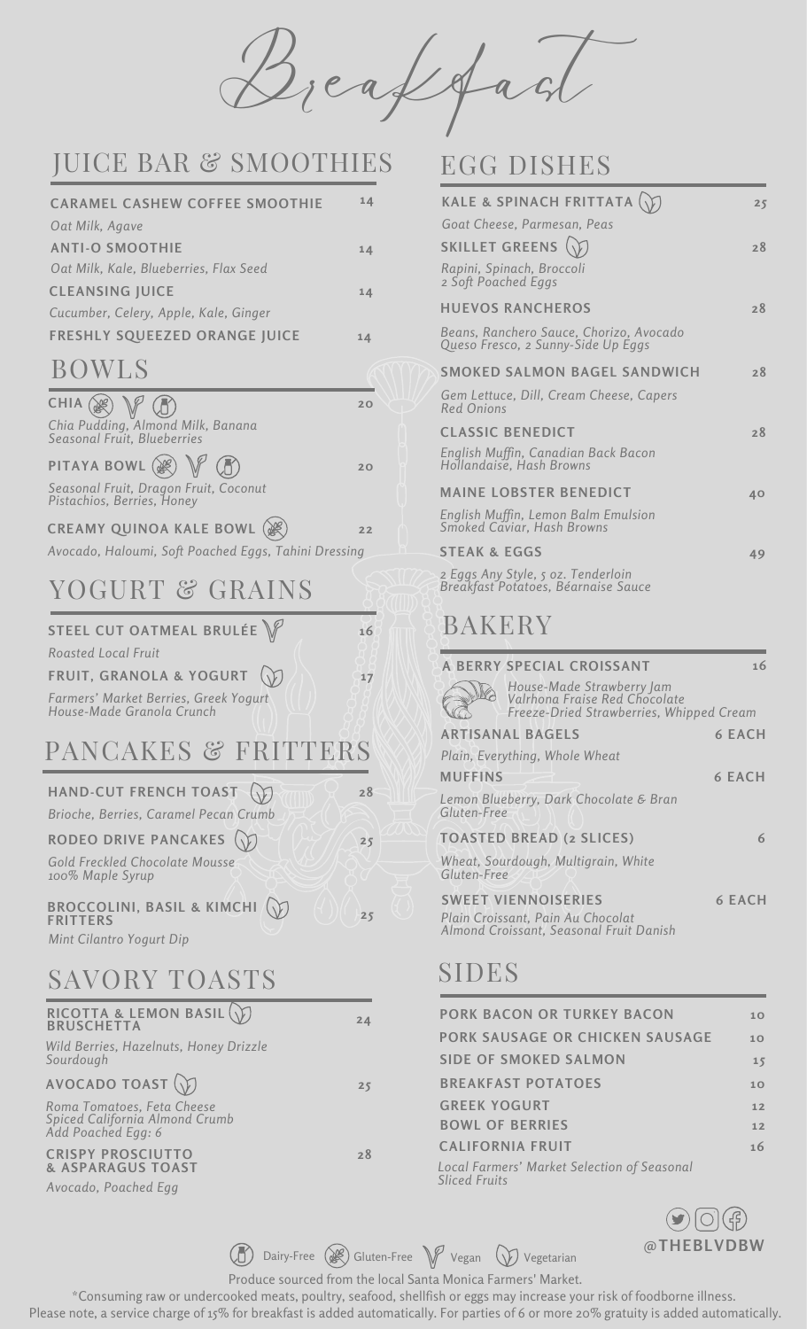# Breakfast

## JUICE BAR & SMOOTHIES

**CARAMEL CASHEW COFFEE SMOOTHIE** 14
*Oat Milk, Agave*

**ANTI-O SMOOTHIE** 14
*Oat Milk, Kale, Blueberries, Flax Seed*

**CLEANSING JUICE** 14
*Cucumber, Celery, Apple, Kale, Ginger*

**FRESHLY SQUEEZED ORANGE JUICE** 14

## BOWLS

**CHIA** (Gluten-Free) (Vegan) (Dairy-Free) 20
*Chia Pudding, Almond Milk, Banana*
*Seasonal Fruit, Blueberries*

**PITAYA BOWL** (Gluten-Free) (Vegan) (Dairy-Free) 20
*Seasonal Fruit, Dragon Fruit, Coconut*
*Pistachios, Berries, Honey*

**CREAMY QUINOA KALE BOWL** (Gluten-Free) 22
*Avocado, Haloumi, Soft Poached Eggs, Tahini Dressing*

## YOGURT & GRAINS

**STEEL CUT OATMEAL BRULÉE** (Vegan) 16
*Roasted Local Fruit*

**FRUIT, GRANOLA & YOGURT** (Vegetarian) 17
*Farmers' Market Berries, Greek Yogurt*
*House-Made Granola Crunch*

## PANCAKES & FRITTERS

**HAND-CUT FRENCH TOAST** (Vegetarian) 28
*Brioche, Berries, Caramel Pecan Crumb*

**RODEO DRIVE PANCAKES** (Vegetarian) 25
*Gold Freckled Chocolate Mousse*
*100% Maple Syrup*

**BROCCOLINI, BASIL & KIMCHI FRITTERS** (Vegetarian) 25
*Mint Cilantro Yogurt Dip*

## SAVORY TOASTS

**RICOTTA & LEMON BASIL BRUSCHETTA** (Vegetarian) 24
*Wild Berries, Hazelnuts, Honey Drizzle*
*Sourdough*

**AVOCADO TOAST** (Vegetarian) 25
*Roma Tomatoes, Feta Cheese*
*Spiced California Almond Crumb*
*Add Poached Egg: 6*

**CRISPY PROSCIUTTO & ASPARAGUS TOAST** 28
*Avocado, Poached Egg*

## EGG DISHES

**KALE & SPINACH FRITTATA** (Vegetarian) 25
*Goat Cheese, Parmesan, Peas*

**SKILLET GREENS** (Vegetarian) 28
*Rapini, Spinach, Broccoli*
*2 Soft Poached Eggs*

**HUEVOS RANCHEROS** 28
*Beans, Ranchero Sauce, Chorizo, Avocado*
*Queso Fresco, 2 Sunny-Side Up Eggs*

**SMOKED SALMON BAGEL SANDWICH** 28
*Gem Lettuce, Dill, Cream Cheese, Capers*
*Red Onions*

**CLASSIC BENEDICT** 28
*English Muffin, Canadian Back Bacon*
*Hollandaise, Hash Browns*

**MAINE LOBSTER BENEDICT** 40
*English Muffin, Lemon Balm Emulsion*
*Smoked Caviar, Hash Browns*

**STEAK & EGGS** 49
*2 Eggs Any Style, 5 oz. Tenderloin*
*Breakfast Potatoes, Béarnaise Sauce*

## BAKERY

**A BERRY SPECIAL CROISSANT** 16
*House-Made Strawberry Jam*
*Valrhona Fraise Red Chocolate*
*Freeze-Dried Strawberries, Whipped Cream*

**ARTISANAL BAGELS** 6 EACH
*Plain, Everything, Whole Wheat*

**MUFFINS** 6 EACH
*Lemon Blueberry, Dark Chocolate & Bran*
*Gluten-Free*

**TOASTED BREAD (2 SLICES)** 6
*Wheat, Sourdough, Multigrain, White*
*Gluten-Free*

**SWEET VIENNOISERIES** 6 EACH
*Plain Croissant, Pain Au Chocolat*
*Almond Croissant, Seasonal Fruit Danish*

## SIDES

**PORK BACON OR TURKEY BACON** 10

**PORK SAUSAGE OR CHICKEN SAUSAGE** 10

**SIDE OF SMOKED SALMON** 15

**BREAKFAST POTATOES** 10

**GREEK YOGURT** 12

**BOWL OF BERRIES** 12

**CALIFORNIA FRUIT** 16
*Local Farmers' Market Selection of Seasonal Sliced Fruits*

@THEBLVDBW

Dairy-Free · Gluten-Free · Vegan · Vegetarian

Produce sourced from the local Santa Monica Farmers' Market.

*Consuming raw or undercooked meats, poultry, seafood, shellfish or eggs may increase your risk of foodborne illness.

Please note, a service charge of 15% for breakfast is added automatically. For parties of 6 or more 20% gratuity is added automatically.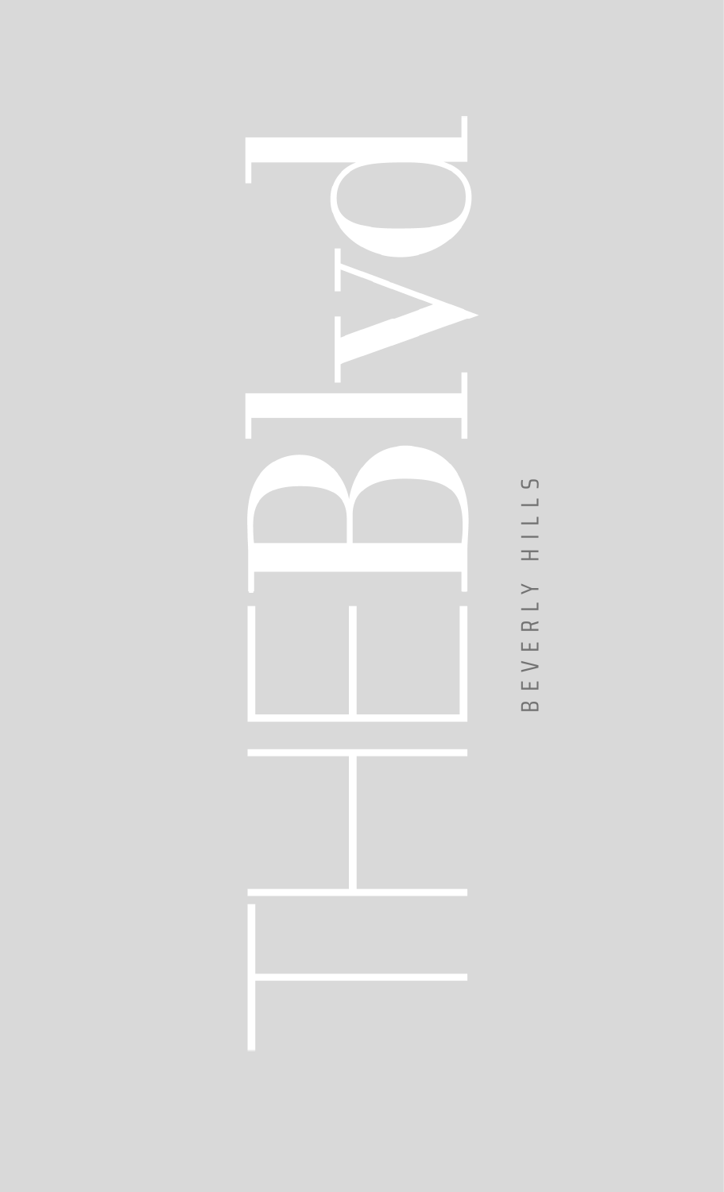# THE Blvd

BEVERLY HILLS